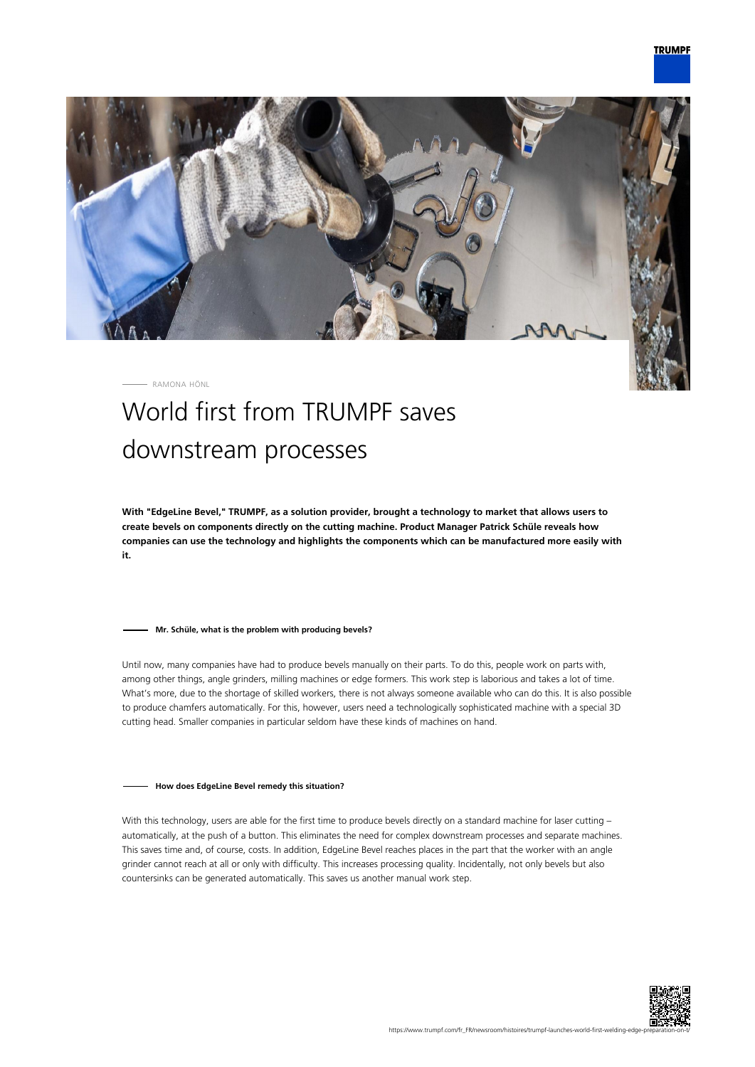RAMONA HÖNL

# World first from TRUMPF saves downstream processes

**With "EdgeLine Bevel," TRUMPF, as a solution provider, brought a technology to market that allows users to create bevels on components directly on the cutting machine. Product Manager Patrick Schüle reveals how companies can use the technology and highlights the components which can be manufactured more easily with it.**

#### Mr. Schüle, what is the problem with producing bevels?

Until now, many companies have had to produce bevels manually on their parts. To do this, people work on parts with, among other things, angle grinders, milling machines or edge formers. This work step is laborious and takes a lot of time. What's more, due to the shortage of skilled workers, there is not always someone available who can do this. It is also possible to produce chamfers automatically. For this, however, users need a technologically sophisticated machine with a special 3D cutting head. Smaller companies in particular seldom have these kinds of machines on hand.

#### How does EdgeLine Bevel remedy this situation?

With this technology, users are able for the first time to produce bevels directly on a standard machine for laser cutting – automatically, at the push of a button. This eliminates the need for complex downstream processes and separate machines. This saves time and, of course, costs. In addition, EdgeLine Bevel reaches places in the part that the worker with an angle grinder cannot reach at all or only with difficulty. This increases processing quality. Incidentally, not only bevels but also countersinks can be generated automatically. This saves us another manual work step.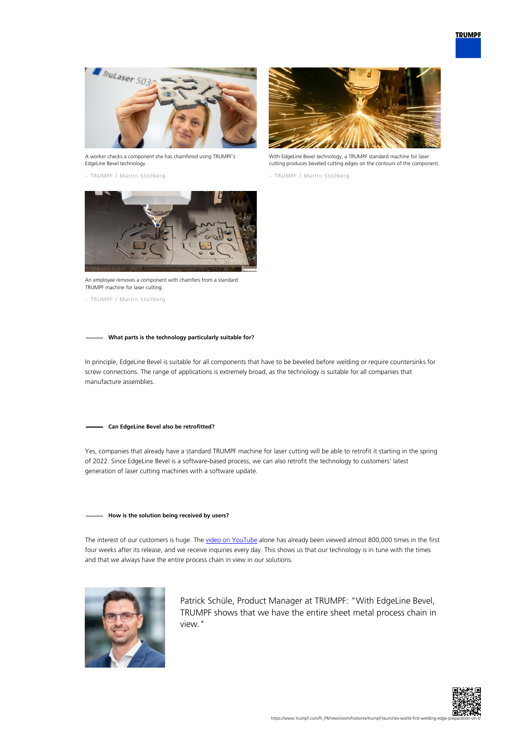A worker checks a component she has chamfered using TRUMPF's EdgeLine Bevel technology.

– TRUMPF / Martin Stollberg

With EdgeLine Bevel technology, a TRUMPF standard machine for laser cutting produces beveled cutting edges on the contours of the component.

– TRUMPF / Martin Stollberg

An employee removes a component with chamfers from a standard TRUMPF machine for laser cutting.

– TRUMPF / Martin Stollberg

### What parts is the technology particularly suitable for?

In principle, EdgeLine Bevel is suitable for all components that have to be beveled before welding or require countersinks for screw connections. The range of applications is extremely broad, as the technology is suitable for all companies that manufacture assemblies.

### Can EdgeLine Bevel also be retrofitted?

Yes, companies that already have a standard TRUMPF machine for laser cutting will be able to retrofit it starting in the spring of 2022. Since EdgeLine Bevel is a software-based process, we can also retrofit the technology to customers' latest generation of laser cutting machines with a software update.

### How is the solution being received by users?

The interest of our customers is huge. The video on YouTube alone has already been viewed almost 800,000 times in the first four weeks after its release, and we receive inquiries every day. This shows us that our technology is in tune with the times and that we always have the entire process chain in view in our solutions.

Patrick Schüle, Product Manager at TRUMPF: "With EdgeLine Bevel, TRUMPF shows that we have the entire sheet metal process chain in view."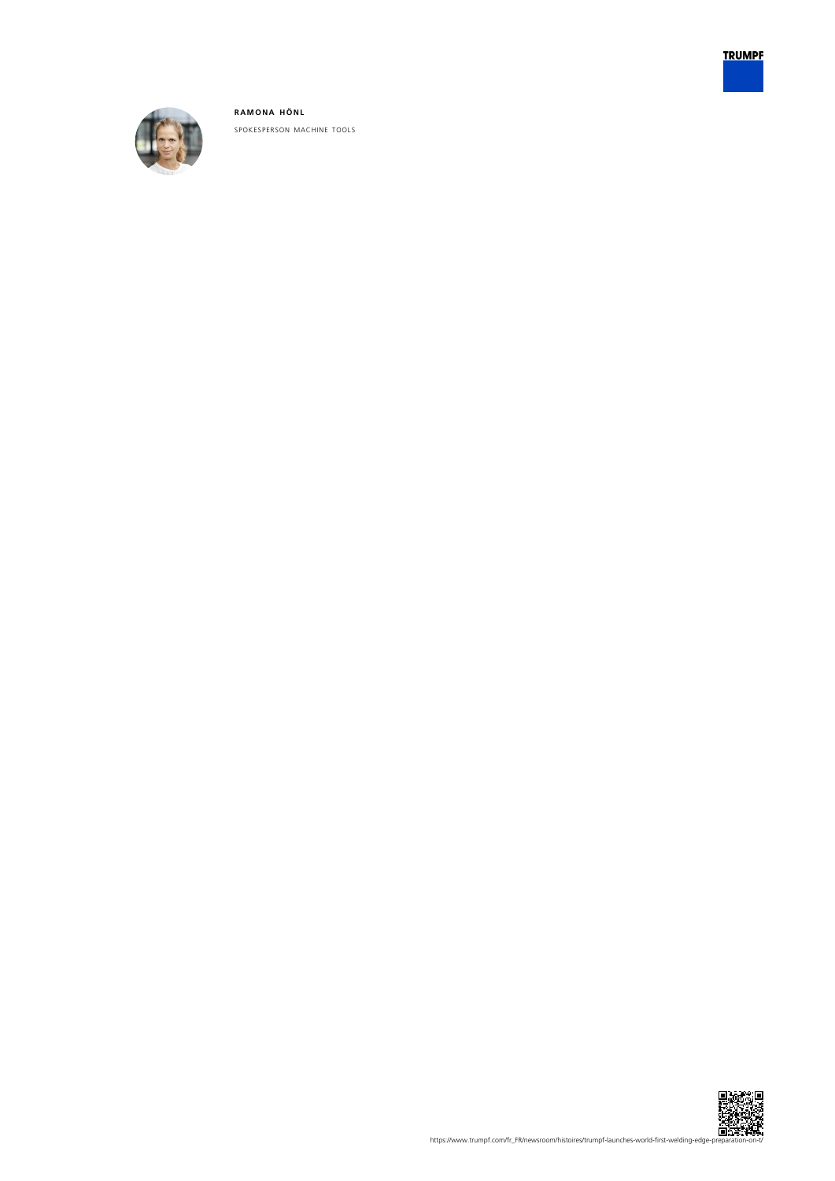**RAMONA HÖNL**

SPOKESPERSON MACHINE TOOLS

https://www.trumpf.com/fr_FR/newsroom/histoires/trumpf-launches-world-first-welding-edge-preparation-on-t/